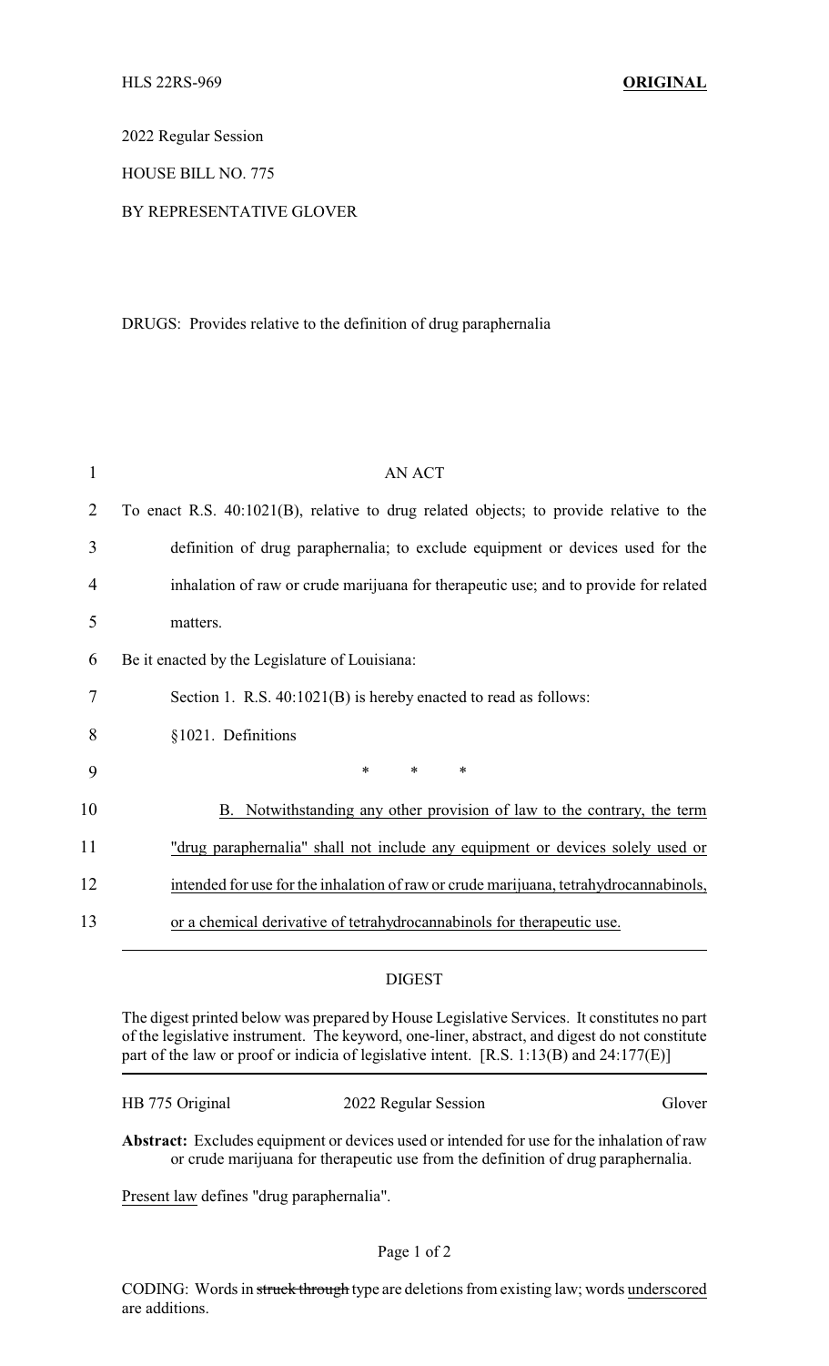HLS 22RS-969 **ORIGINAL**

2022 Regular Session

HOUSE BILL NO. 775

BY REPRESENTATIVE GLOVER

DRUGS: Provides relative to the definition of drug paraphernalia

AN ACT

To enact R.S. 40:1021(B), relative to drug related objects; to provide relative to the definition of drug paraphernalia; to exclude equipment or devices used for the inhalation of raw or crude marijuana for therapeutic use; and to provide for related matters.

Be it enacted by the Legislature of Louisiana:

Section 1. R.S. 40:1021(B) is hereby enacted to read as follows:

§1021. Definitions

\* \* \*

B. Notwithstanding any other provision of law to the contrary, the term "drug paraphernalia" shall not include any equipment or devices solely used or intended for use for the inhalation of raw or crude marijuana, tetrahydrocannabinols, or a chemical derivative of tetrahydrocannabinols for therapeutic use.

## DIGEST

The digest printed below was prepared by House Legislative Services. It constitutes no part of the legislative instrument. The keyword, one-liner, abstract, and digest do not constitute part of the law or proof or indicia of legislative intent. [R.S. 1:13(B) and 24:177(E)]

HB 775 Original 2022 Regular Session Glover

**Abstract:** Excludes equipment or devices used or intended for use for the inhalation of raw or crude marijuana for therapeutic use from the definition of drug paraphernalia.

Present law defines "drug paraphernalia".

CODING: Words in ~~struck through~~ type are deletions from existing law; words underscored are additions.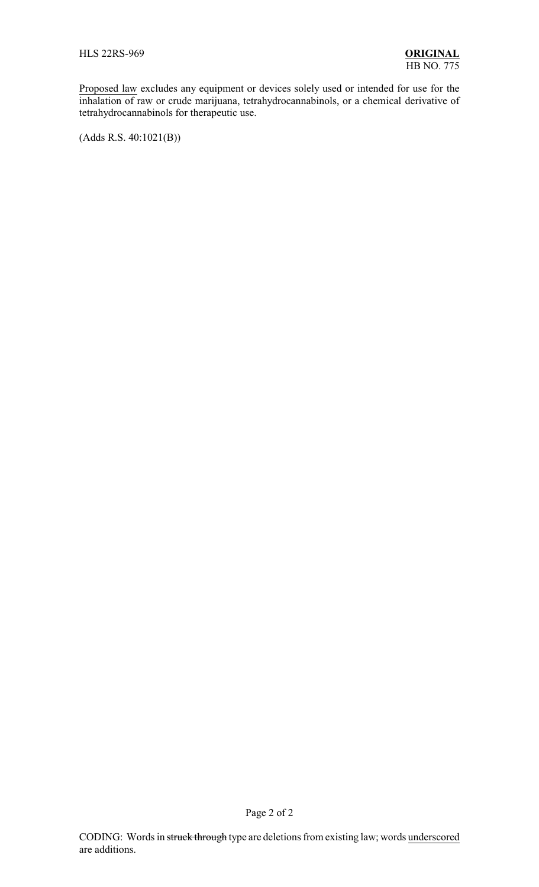Proposed law excludes any equipment or devices solely used or intended for use for the inhalation of raw or crude marijuana, tetrahydrocannabinols, or a chemical derivative of tetrahydrocannabinols for therapeutic use.

(Adds R.S. 40:1021(B))

CODING: Words in ~~struck through~~ type are deletions from existing law; words underscored are additions.